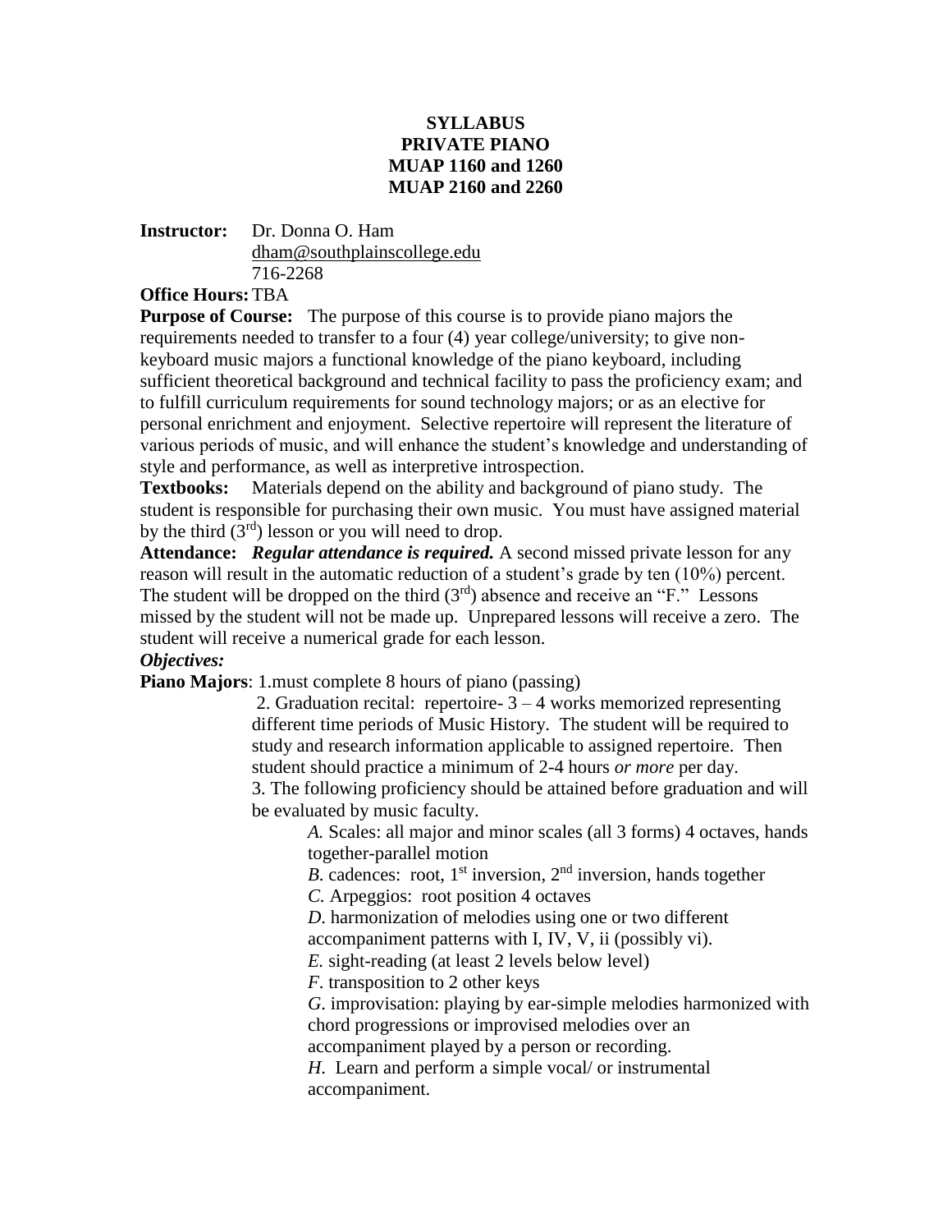# SYLLABUS
# PRIVATE PIANO
# MUAP 1160 and 1260
# MUAP 2160 and 2260

**Instructor:** Dr. Donna O. Ham
dham@southplainscollege.edu
716-2268

**Office Hours:** TBA

**Purpose of Course:** The purpose of this course is to provide piano majors the requirements needed to transfer to a four (4) year college/university; to give non-keyboard music majors a functional knowledge of the piano keyboard, including sufficient theoretical background and technical facility to pass the proficiency exam; and to fulfill curriculum requirements for sound technology majors; or as an elective for personal enrichment and enjoyment. Selective repertoire will represent the literature of various periods of music, and will enhance the student's knowledge and understanding of style and performance, as well as interpretive introspection.

**Textbooks:** Materials depend on the ability and background of piano study. The student is responsible for purchasing their own music. You must have assigned material by the third (3rd) lesson or you will need to drop.

**Attendance:** ***Regular attendance is required.*** A second missed private lesson for any reason will result in the automatic reduction of a student's grade by ten (10%) percent. The student will be dropped on the third (3rd) absence and receive an "F." Lessons missed by the student will not be made up. Unprepared lessons will receive a zero. The student will receive a numerical grade for each lesson.

***Objectives:***

**Piano Majors**: 1. must complete 8 hours of piano (passing)

2. Graduation recital: repertoire- 3 – 4 works memorized representing different time periods of Music History. The student will be required to study and research information applicable to assigned repertoire. Then student should practice a minimum of 2-4 hours *or more* per day.

3. The following proficiency should be attained before graduation and will be evaluated by music faculty.

*A.* Scales: all major and minor scales (all 3 forms) 4 octaves, hands together-parallel motion

*B.* cadences: root, 1st inversion, 2nd inversion, hands together

*C.* Arpeggios: root position 4 octaves

*D.* harmonization of melodies using one or two different accompaniment patterns with I, IV, V, ii (possibly vi).

*E.* sight-reading (at least 2 levels below level)

*F*. transposition to 2 other keys

*G*. improvisation: playing by ear-simple melodies harmonized with chord progressions or improvised melodies over an accompaniment played by a person or recording.

*H*. Learn and perform a simple vocal/ or instrumental accompaniment.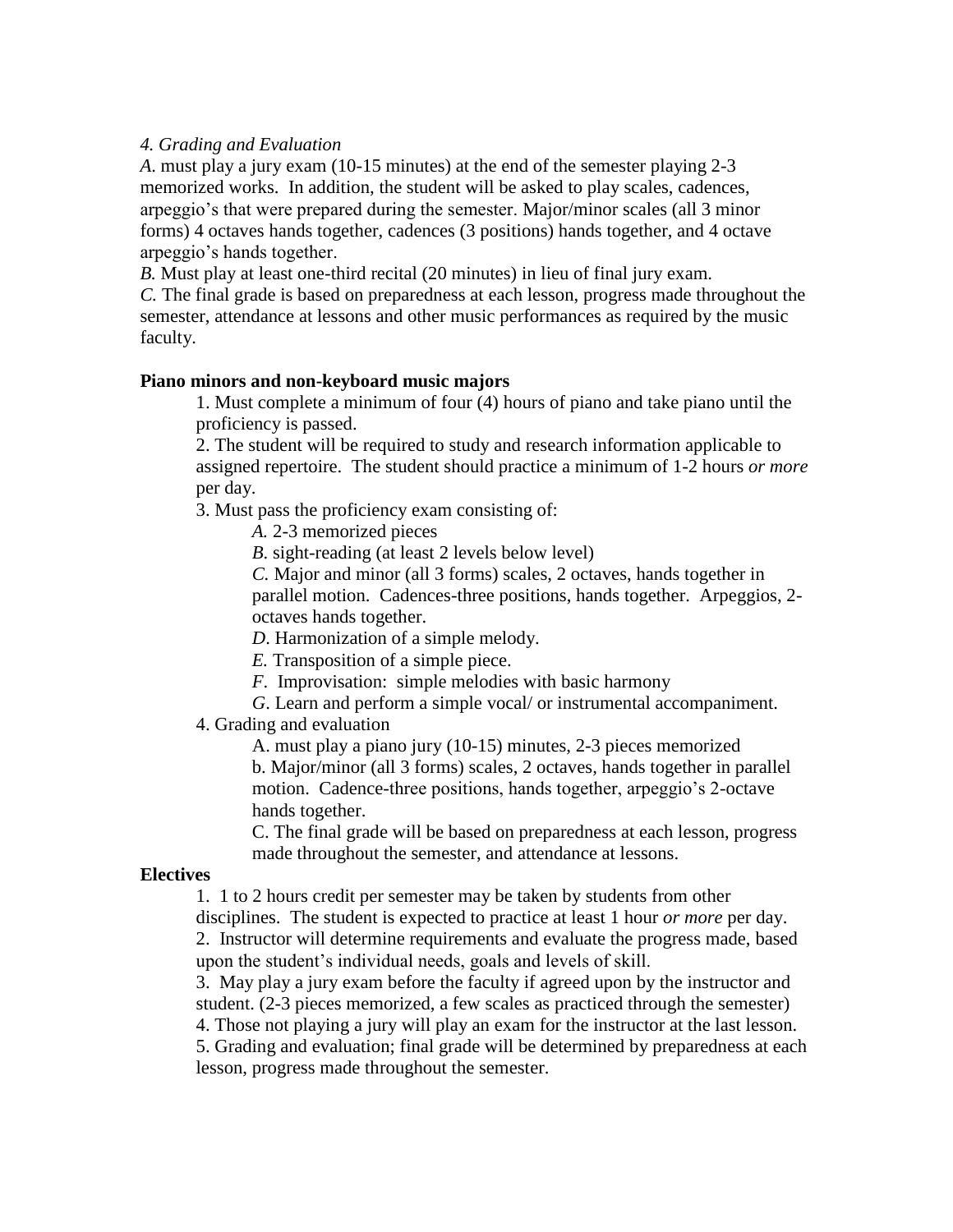*4. Grading and Evaluation*

*A.* must play a jury exam (10-15 minutes) at the end of the semester playing 2-3 memorized works. In addition, the student will be asked to play scales, cadences, arpeggio's that were prepared during the semester. Major/minor scales (all 3 minor forms) 4 octaves hands together, cadences (3 positions) hands together, and 4 octave arpeggio's hands together.

*B.* Must play at least one-third recital (20 minutes) in lieu of final jury exam.

*C.* The final grade is based on preparedness at each lesson, progress made throughout the semester, attendance at lessons and other music performances as required by the music faculty.

**Piano minors and non-keyboard music majors**

1. Must complete a minimum of four (4) hours of piano and take piano until the proficiency is passed.
2. The student will be required to study and research information applicable to assigned repertoire. The student should practice a minimum of 1-2 hours *or more* per day.
3. Must pass the proficiency exam consisting of:
   - *A.* 2-3 memorized pieces
   - *B.* sight-reading (at least 2 levels below level)
   - *C.* Major and minor (all 3 forms) scales, 2 octaves, hands together in parallel motion. Cadences-three positions, hands together. Arpeggios, 2-octaves hands together.
   - *D.* Harmonization of a simple melody.
   - *E.* Transposition of a simple piece.
   - *F.* Improvisation: simple melodies with basic harmony
   - *G.* Learn and perform a simple vocal/ or instrumental accompaniment.
4. Grading and evaluation
   - A. must play a piano jury (10-15) minutes, 2-3 pieces memorized
   - b. Major/minor (all 3 forms) scales, 2 octaves, hands together in parallel motion. Cadence-three positions, hands together, arpeggio's 2-octave hands together.
   - C. The final grade will be based on preparedness at each lesson, progress made throughout the semester, and attendance at lessons.

**Electives**

1. 1 to 2 hours credit per semester may be taken by students from other disciplines. The student is expected to practice at least 1 hour *or more* per day.
2. Instructor will determine requirements and evaluate the progress made, based upon the student's individual needs, goals and levels of skill.
3. May play a jury exam before the faculty if agreed upon by the instructor and student. (2-3 pieces memorized, a few scales as practiced through the semester)
4. Those not playing a jury will play an exam for the instructor at the last lesson.
5. Grading and evaluation; final grade will be determined by preparedness at each lesson, progress made throughout the semester.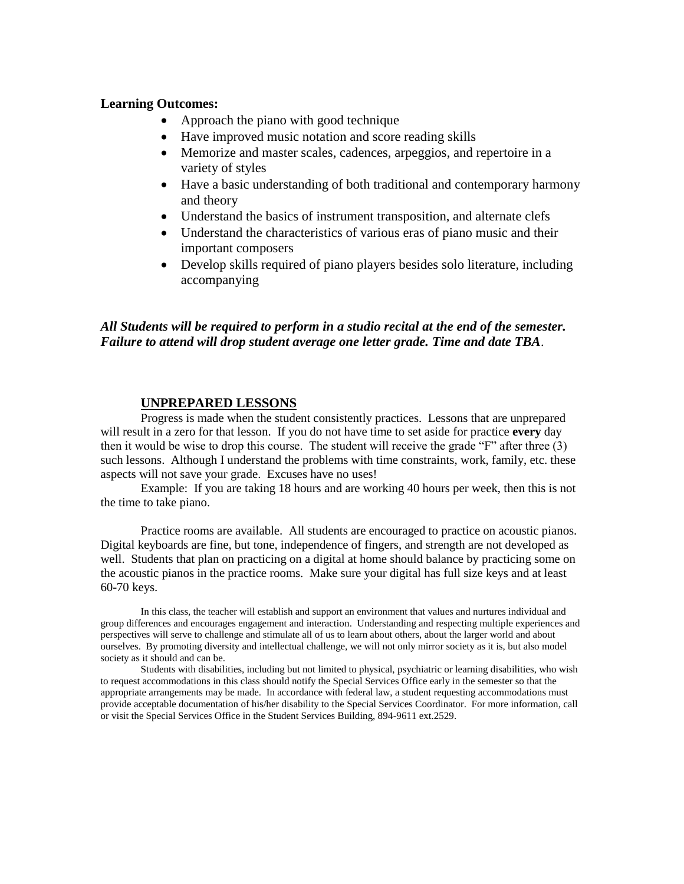**Learning Outcomes:**

- Approach the piano with good technique
- Have improved music notation and score reading skills
- Memorize and master scales, cadences, arpeggios, and repertoire in a variety of styles
- Have a basic understanding of both traditional and contemporary harmony and theory
- Understand the basics of instrument transposition, and alternate clefs
- Understand the characteristics of various eras of piano music and their important composers
- Develop skills required of piano players besides solo literature, including accompanying

***All Students will be required to perform in a studio recital at the end of the semester. Failure to attend will drop student average one letter grade. Time and date TBA***.

**UNPREPARED LESSONS**

Progress is made when the student consistently practices. Lessons that are unprepared will result in a zero for that lesson. If you do not have time to set aside for practice **every** day then it would be wise to drop this course. The student will receive the grade "F" after three (3) such lessons. Although I understand the problems with time constraints, work, family, etc. these aspects will not save your grade. Excuses have no uses!

Example: If you are taking 18 hours and are working 40 hours per week, then this is not the time to take piano.

Practice rooms are available. All students are encouraged to practice on acoustic pianos. Digital keyboards are fine, but tone, independence of fingers, and strength are not developed as well. Students that plan on practicing on a digital at home should balance by practicing some on the acoustic pianos in the practice rooms. Make sure your digital has full size keys and at least 60-70 keys.

In this class, the teacher will establish and support an environment that values and nurtures individual and group differences and encourages engagement and interaction. Understanding and respecting multiple experiences and perspectives will serve to challenge and stimulate all of us to learn about others, about the larger world and about ourselves. By promoting diversity and intellectual challenge, we will not only mirror society as it is, but also model society as it should and can be.

Students with disabilities, including but not limited to physical, psychiatric or learning disabilities, who wish to request accommodations in this class should notify the Special Services Office early in the semester so that the appropriate arrangements may be made. In accordance with federal law, a student requesting accommodations must provide acceptable documentation of his/her disability to the Special Services Coordinator. For more information, call or visit the Special Services Office in the Student Services Building, 894-9611 ext.2529.